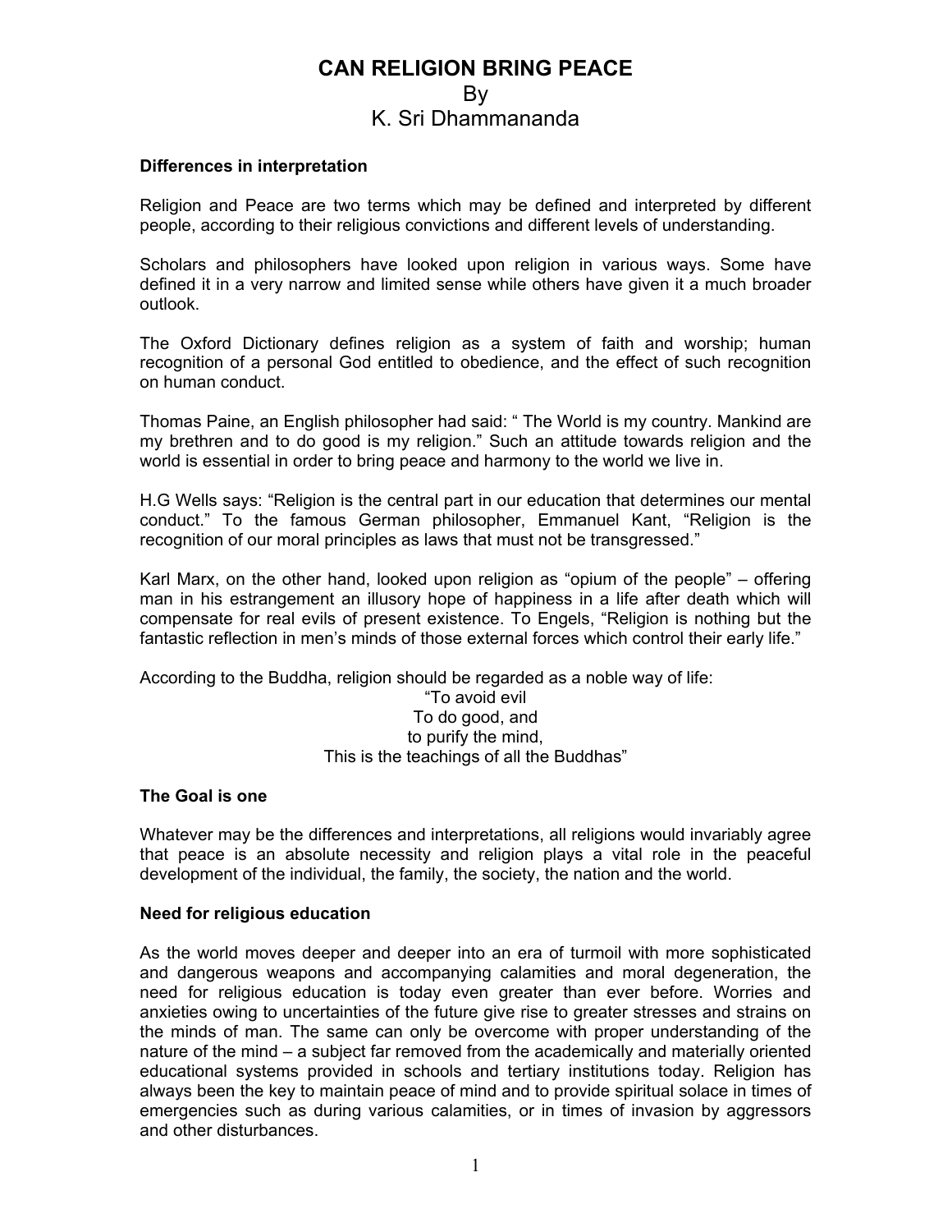# CAN RELIGION BRING PEACE

By

K. Sri Dhammananda

### Differences in interpretation

Religion and Peace are two terms which may be defined and interpreted by different people, according to their religious convictions and different levels of understanding.

Scholars and philosophers have looked upon religion in various ways. Some have defined it in a very narrow and limited sense while others have given it a much broader outlook.

The Oxford Dictionary defines religion as a system of faith and worship; human recognition of a personal God entitled to obedience, and the effect of such recognition on human conduct.

Thomas Paine, an English philosopher had said: " The World is my country. Mankind are my brethren and to do good is my religion." Such an attitude towards religion and the world is essential in order to bring peace and harmony to the world we live in.

H.G Wells says: "Religion is the central part in our education that determines our mental conduct." To the famous German philosopher, Emmanuel Kant, "Religion is the recognition of our moral principles as laws that must not be transgressed."

Karl Marx, on the other hand, looked upon religion as "opium of the people" – offering man in his estrangement an illusory hope of happiness in a life after death which will compensate for real evils of present existence. To Engels, "Religion is nothing but the fantastic reflection in men's minds of those external forces which control their early life."

According to the Buddha, religion should be regarded as a noble way of life:

"To avoid evil  
To do good, and  
to purify the mind,  
This is the teachings of all the Buddhas"

### The Goal is one

Whatever may be the differences and interpretations, all religions would invariably agree that peace is an absolute necessity and religion plays a vital role in the peaceful development of the individual, the family, the society, the nation and the world.

### Need for religious education

As the world moves deeper and deeper into an era of turmoil with more sophisticated and dangerous weapons and accompanying calamities and moral degeneration, the need for religious education is today even greater than ever before. Worries and anxieties owing to uncertainties of the future give rise to greater stresses and strains on the minds of man. The same can only be overcome with proper understanding of the nature of the mind – a subject far removed from the academically and materially oriented educational systems provided in schools and tertiary institutions today. Religion has always been the key to maintain peace of mind and to provide spiritual solace in times of emergencies such as during various calamities, or in times of invasion by aggressors and other disturbances.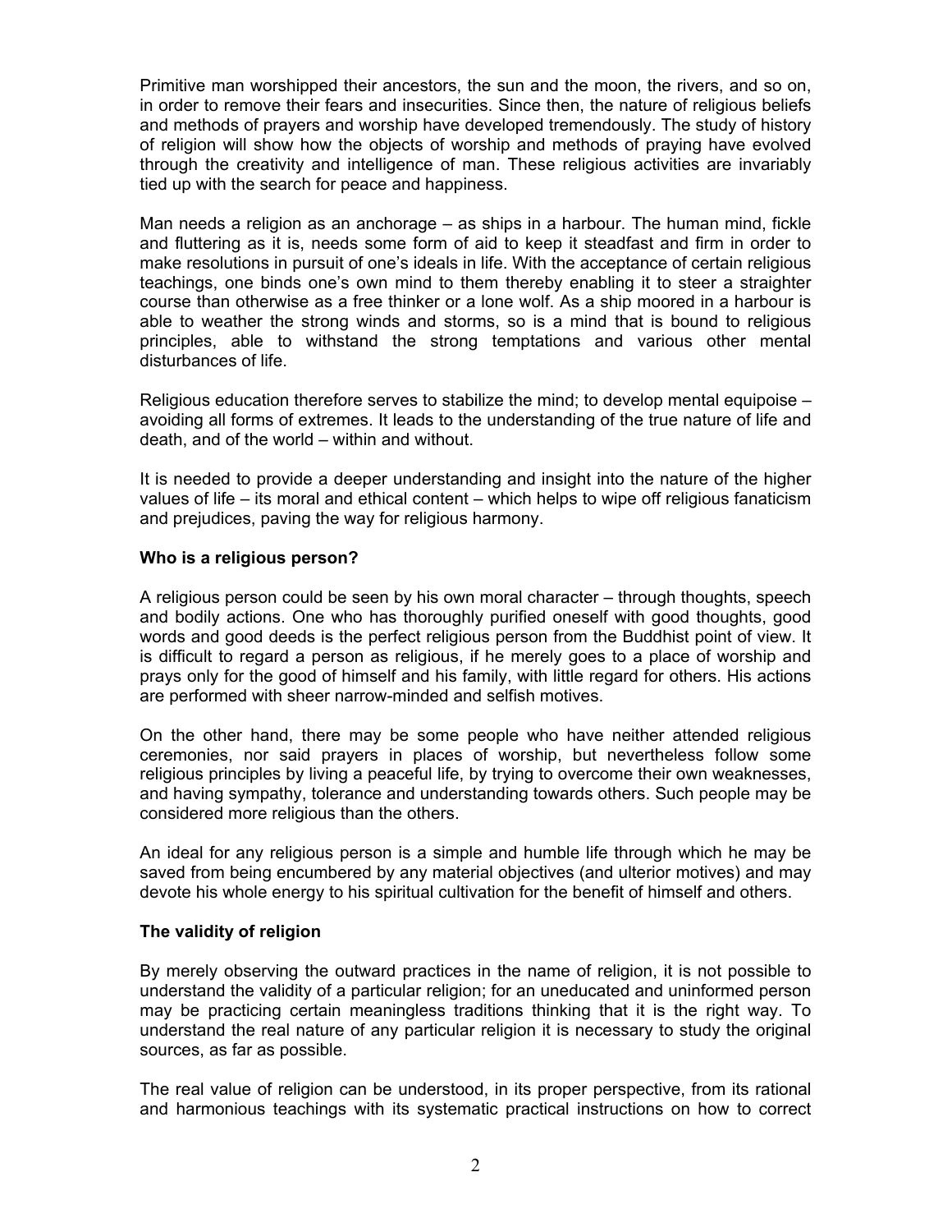Primitive man worshipped their ancestors, the sun and the moon, the rivers, and so on, in order to remove their fears and insecurities. Since then, the nature of religious beliefs and methods of prayers and worship have developed tremendously. The study of history of religion will show how the objects of worship and methods of praying have evolved through the creativity and intelligence of man. These religious activities are invariably tied up with the search for peace and happiness.

Man needs a religion as an anchorage – as ships in a harbour. The human mind, fickle and fluttering as it is, needs some form of aid to keep it steadfast and firm in order to make resolutions in pursuit of one's ideals in life. With the acceptance of certain religious teachings, one binds one's own mind to them thereby enabling it to steer a straighter course than otherwise as a free thinker or a lone wolf. As a ship moored in a harbour is able to weather the strong winds and storms, so is a mind that is bound to religious principles, able to withstand the strong temptations and various other mental disturbances of life.

Religious education therefore serves to stabilize the mind; to develop mental equipoise – avoiding all forms of extremes. It leads to the understanding of the true nature of life and death, and of the world – within and without.

It is needed to provide a deeper understanding and insight into the nature of the higher values of life – its moral and ethical content – which helps to wipe off religious fanaticism and prejudices, paving the way for religious harmony.

**Who is a religious person?**

A religious person could be seen by his own moral character – through thoughts, speech and bodily actions. One who has thoroughly purified oneself with good thoughts, good words and good deeds is the perfect religious person from the Buddhist point of view. It is difficult to regard a person as religious, if he merely goes to a place of worship and prays only for the good of himself and his family, with little regard for others. His actions are performed with sheer narrow-minded and selfish motives.

On the other hand, there may be some people who have neither attended religious ceremonies, nor said prayers in places of worship, but nevertheless follow some religious principles by living a peaceful life, by trying to overcome their own weaknesses, and having sympathy, tolerance and understanding towards others. Such people may be considered more religious than the others.

An ideal for any religious person is a simple and humble life through which he may be saved from being encumbered by any material objectives (and ulterior motives) and may devote his whole energy to his spiritual cultivation for the benefit of himself and others.

**The validity of religion**

By merely observing the outward practices in the name of religion, it is not possible to understand the validity of a particular religion; for an uneducated and uninformed person may be practicing certain meaningless traditions thinking that it is the right way. To understand the real nature of any particular religion it is necessary to study the original sources, as far as possible.

The real value of religion can be understood, in its proper perspective, from its rational and harmonious teachings with its systematic practical instructions on how to correct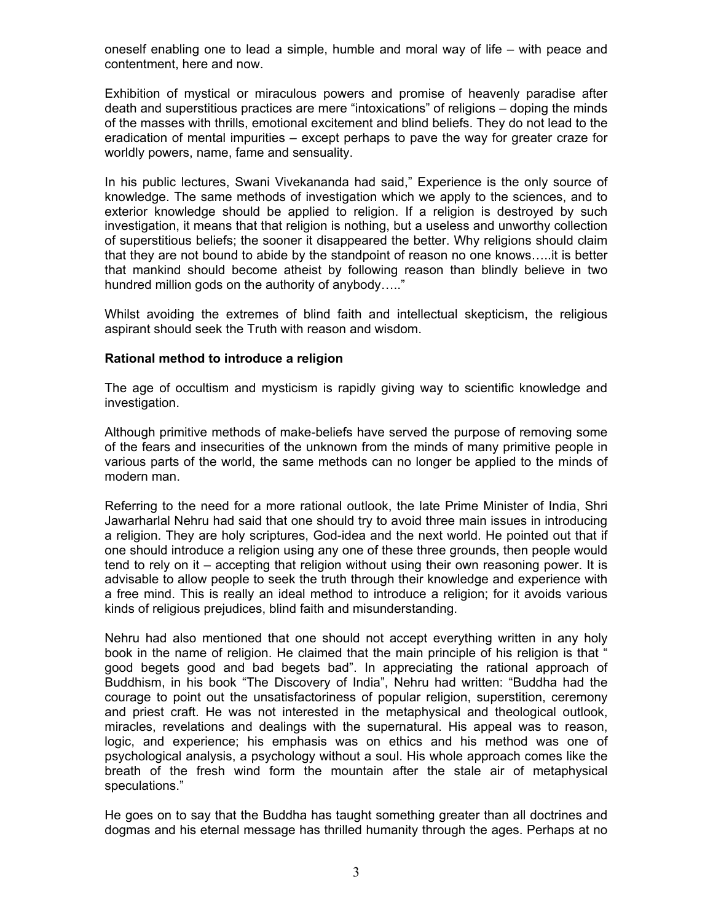oneself enabling one to lead a simple, humble and moral way of life – with peace and contentment, here and now.

Exhibition of mystical or miraculous powers and promise of heavenly paradise after death and superstitious practices are mere "intoxications" of religions – doping the minds of the masses with thrills, emotional excitement and blind beliefs. They do not lead to the eradication of mental impurities – except perhaps to pave the way for greater craze for worldly powers, name, fame and sensuality.

In his public lectures, Swani Vivekananda had said," Experience is the only source of knowledge. The same methods of investigation which we apply to the sciences, and to exterior knowledge should be applied to religion. If a religion is destroyed by such investigation, it means that that religion is nothing, but a useless and unworthy collection of superstitious beliefs; the sooner it disappeared the better. Why religions should claim that they are not bound to abide by the standpoint of reason no one knows…..it is better that mankind should become atheist by following reason than blindly believe in two hundred million gods on the authority of anybody….."

Whilst avoiding the extremes of blind faith and intellectual skepticism, the religious aspirant should seek the Truth with reason and wisdom.

**Rational method to introduce a religion**

The age of occultism and mysticism is rapidly giving way to scientific knowledge and investigation.

Although primitive methods of make-beliefs have served the purpose of removing some of the fears and insecurities of the unknown from the minds of many primitive people in various parts of the world, the same methods can no longer be applied to the minds of modern man.

Referring to the need for a more rational outlook, the late Prime Minister of India, Shri Jawarharlal Nehru had said that one should try to avoid three main issues in introducing a religion. They are holy scriptures, God-idea and the next world. He pointed out that if one should introduce a religion using any one of these three grounds, then people would tend to rely on it – accepting that religion without using their own reasoning power. It is advisable to allow people to seek the truth through their knowledge and experience with a free mind. This is really an ideal method to introduce a religion; for it avoids various kinds of religious prejudices, blind faith and misunderstanding.

Nehru had also mentioned that one should not accept everything written in any holy book in the name of religion. He claimed that the main principle of his religion is that " good begets good and bad begets bad". In appreciating the rational approach of Buddhism, in his book "The Discovery of India", Nehru had written: "Buddha had the courage to point out the unsatisfactoriness of popular religion, superstition, ceremony and priest craft. He was not interested in the metaphysical and theological outlook, miracles, revelations and dealings with the supernatural. His appeal was to reason, logic, and experience; his emphasis was on ethics and his method was one of psychological analysis, a psychology without a soul. His whole approach comes like the breath of the fresh wind form the mountain after the stale air of metaphysical speculations."

He goes on to say that the Buddha has taught something greater than all doctrines and dogmas and his eternal message has thrilled humanity through the ages. Perhaps at no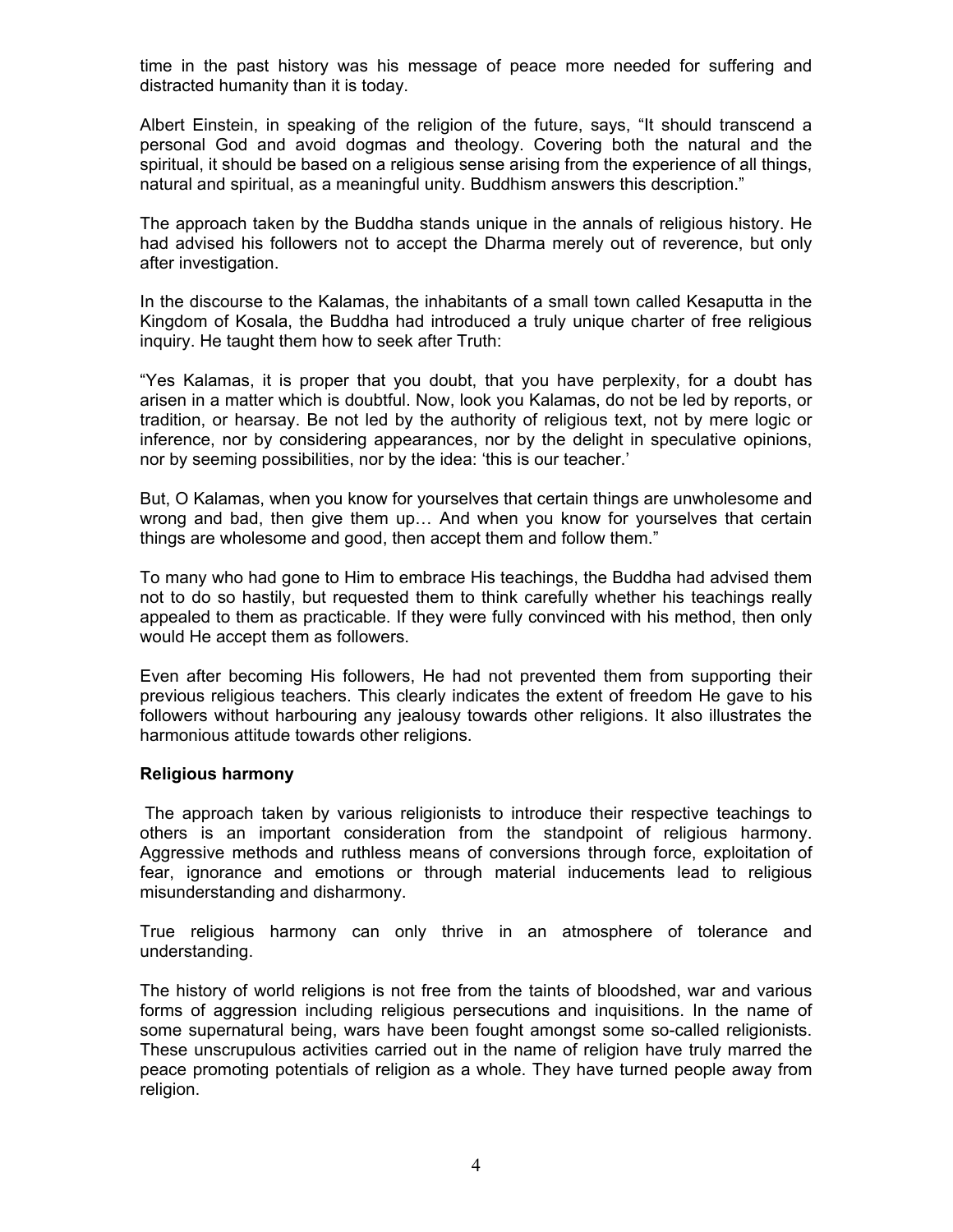time in the past history was his message of peace more needed for suffering and distracted humanity than it is today.

Albert Einstein, in speaking of the religion of the future, says, "It should transcend a personal God and avoid dogmas and theology. Covering both the natural and the spiritual, it should be based on a religious sense arising from the experience of all things, natural and spiritual, as a meaningful unity. Buddhism answers this description."

The approach taken by the Buddha stands unique in the annals of religious history. He had advised his followers not to accept the Dharma merely out of reverence, but only after investigation.

In the discourse to the Kalamas, the inhabitants of a small town called Kesaputta in the Kingdom of Kosala, the Buddha had introduced a truly unique charter of free religious inquiry. He taught them how to seek after Truth:

"Yes Kalamas, it is proper that you doubt, that you have perplexity, for a doubt has arisen in a matter which is doubtful. Now, look you Kalamas, do not be led by reports, or tradition, or hearsay. Be not led by the authority of religious text, not by mere logic or inference, nor by considering appearances, nor by the delight in speculative opinions, nor by seeming possibilities, nor by the idea: 'this is our teacher.'

But, O Kalamas, when you know for yourselves that certain things are unwholesome and wrong and bad, then give them up… And when you know for yourselves that certain things are wholesome and good, then accept them and follow them."

To many who had gone to Him to embrace His teachings, the Buddha had advised them not to do so hastily, but requested them to think carefully whether his teachings really appealed to them as practicable. If they were fully convinced with his method, then only would He accept them as followers.

Even after becoming His followers, He had not prevented them from supporting their previous religious teachers. This clearly indicates the extent of freedom He gave to his followers without harbouring any jealousy towards other religions. It also illustrates the harmonious attitude towards other religions.

**Religious harmony**

The approach taken by various religionists to introduce their respective teachings to others is an important consideration from the standpoint of religious harmony. Aggressive methods and ruthless means of conversions through force, exploitation of fear, ignorance and emotions or through material inducements lead to religious misunderstanding and disharmony.

True religious harmony can only thrive in an atmosphere of tolerance and understanding.

The history of world religions is not free from the taints of bloodshed, war and various forms of aggression including religious persecutions and inquisitions. In the name of some supernatural being, wars have been fought amongst some so-called religionists. These unscrupulous activities carried out in the name of religion have truly marred the peace promoting potentials of religion as a whole. They have turned people away from religion.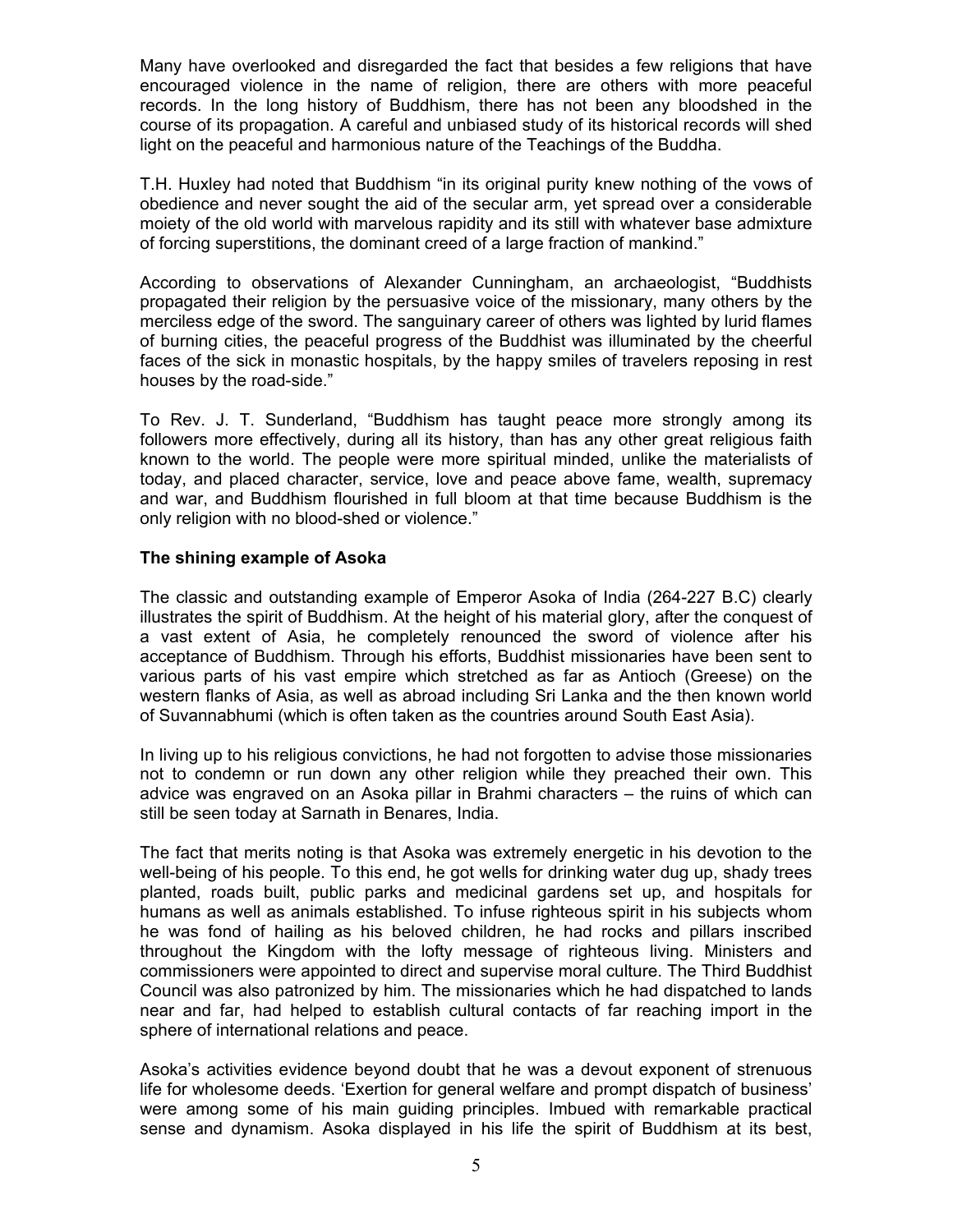Many have overlooked and disregarded the fact that besides a few religions that have encouraged violence in the name of religion, there are others with more peaceful records. In the long history of Buddhism, there has not been any bloodshed in the course of its propagation. A careful and unbiased study of its historical records will shed light on the peaceful and harmonious nature of the Teachings of the Buddha.

T.H. Huxley had noted that Buddhism "in its original purity knew nothing of the vows of obedience and never sought the aid of the secular arm, yet spread over a considerable moiety of the old world with marvelous rapidity and its still with whatever base admixture of forcing superstitions, the dominant creed of a large fraction of mankind."

According to observations of Alexander Cunningham, an archaeologist, "Buddhists propagated their religion by the persuasive voice of the missionary, many others by the merciless edge of the sword. The sanguinary career of others was lighted by lurid flames of burning cities, the peaceful progress of the Buddhist was illuminated by the cheerful faces of the sick in monastic hospitals, by the happy smiles of travelers reposing in rest houses by the road-side."

To Rev. J. T. Sunderland, "Buddhism has taught peace more strongly among its followers more effectively, during all its history, than has any other great religious faith known to the world. The people were more spiritual minded, unlike the materialists of today, and placed character, service, love and peace above fame, wealth, supremacy and war, and Buddhism flourished in full bloom at that time because Buddhism is the only religion with no blood-shed or violence."

### The shining example of Asoka

The classic and outstanding example of Emperor Asoka of India (264-227 B.C) clearly illustrates the spirit of Buddhism. At the height of his material glory, after the conquest of a vast extent of Asia, he completely renounced the sword of violence after his acceptance of Buddhism. Through his efforts, Buddhist missionaries have been sent to various parts of his vast empire which stretched as far as Antioch (Greese) on the western flanks of Asia, as well as abroad including Sri Lanka and the then known world of Suvannabhumi (which is often taken as the countries around South East Asia).

In living up to his religious convictions, he had not forgotten to advise those missionaries not to condemn or run down any other religion while they preached their own. This advice was engraved on an Asoka pillar in Brahmi characters – the ruins of which can still be seen today at Sarnath in Benares, India.

The fact that merits noting is that Asoka was extremely energetic in his devotion to the well-being of his people. To this end, he got wells for drinking water dug up, shady trees planted, roads built, public parks and medicinal gardens set up, and hospitals for humans as well as animals established. To infuse righteous spirit in his subjects whom he was fond of hailing as his beloved children, he had rocks and pillars inscribed throughout the Kingdom with the lofty message of righteous living. Ministers and commissioners were appointed to direct and supervise moral culture. The Third Buddhist Council was also patronized by him. The missionaries which he had dispatched to lands near and far, had helped to establish cultural contacts of far reaching import in the sphere of international relations and peace.

Asoka's activities evidence beyond doubt that he was a devout exponent of strenuous life for wholesome deeds. 'Exertion for general welfare and prompt dispatch of business' were among some of his main guiding principles. Imbued with remarkable practical sense and dynamism. Asoka displayed in his life the spirit of Buddhism at its best,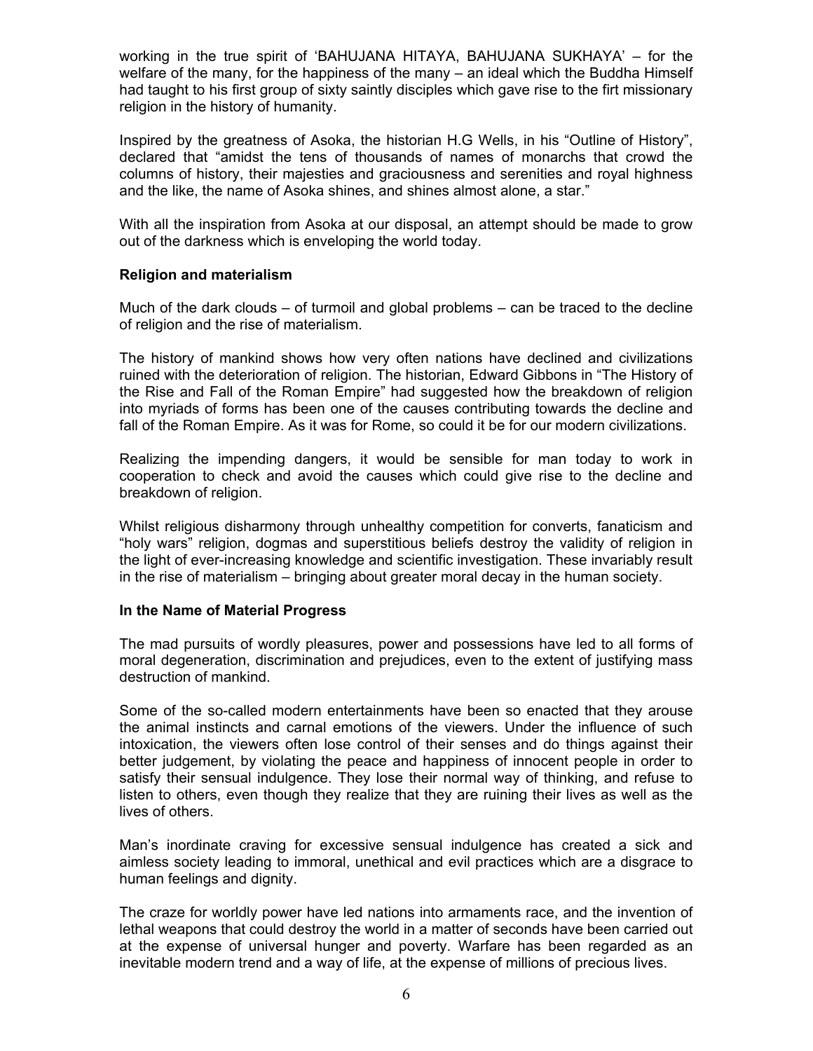working in the true spirit of 'BAHUJANA HITAYA, BAHUJANA SUKHAYA' – for the welfare of the many, for the happiness of the many – an ideal which the Buddha Himself had taught to his first group of sixty saintly disciples which gave rise to the firt missionary religion in the history of humanity.

Inspired by the greatness of Asoka, the historian H.G Wells, in his "Outline of History", declared that "amidst the tens of thousands of names of monarchs that crowd the columns of history, their majesties and graciousness and serenities and royal highness and the like, the name of Asoka shines, and shines almost alone, a star."

With all the inspiration from Asoka at our disposal, an attempt should be made to grow out of the darkness which is enveloping the world today.

**Religion and materialism**

Much of the dark clouds – of turmoil and global problems – can be traced to the decline of religion and the rise of materialism.

The history of mankind shows how very often nations have declined and civilizations ruined with the deterioration of religion. The historian, Edward Gibbons in "The History of the Rise and Fall of the Roman Empire" had suggested how the breakdown of religion into myriads of forms has been one of the causes contributing towards the decline and fall of the Roman Empire. As it was for Rome, so could it be for our modern civilizations.

Realizing the impending dangers, it would be sensible for man today to work in cooperation to check and avoid the causes which could give rise to the decline and breakdown of religion.

Whilst religious disharmony through unhealthy competition for converts, fanaticism and "holy wars" religion, dogmas and superstitious beliefs destroy the validity of religion in the light of ever-increasing knowledge and scientific investigation. These invariably result in the rise of materialism – bringing about greater moral decay in the human society.

**In the Name of Material Progress**

The mad pursuits of wordly pleasures, power and possessions have led to all forms of moral degeneration, discrimination and prejudices, even to the extent of justifying mass destruction of mankind.

Some of the so-called modern entertainments have been so enacted that they arouse the animal instincts and carnal emotions of the viewers. Under the influence of such intoxication, the viewers often lose control of their senses and do things against their better judgement, by violating the peace and happiness of innocent people in order to satisfy their sensual indulgence. They lose their normal way of thinking, and refuse to listen to others, even though they realize that they are ruining their lives as well as the lives of others.

Man's inordinate craving for excessive sensual indulgence has created a sick and aimless society leading to immoral, unethical and evil practices which are a disgrace to human feelings and dignity.

The craze for worldly power have led nations into armaments race, and the invention of lethal weapons that could destroy the world in a matter of seconds have been carried out at the expense of universal hunger and poverty. Warfare has been regarded as an inevitable modern trend and a way of life, at the expense of millions of precious lives.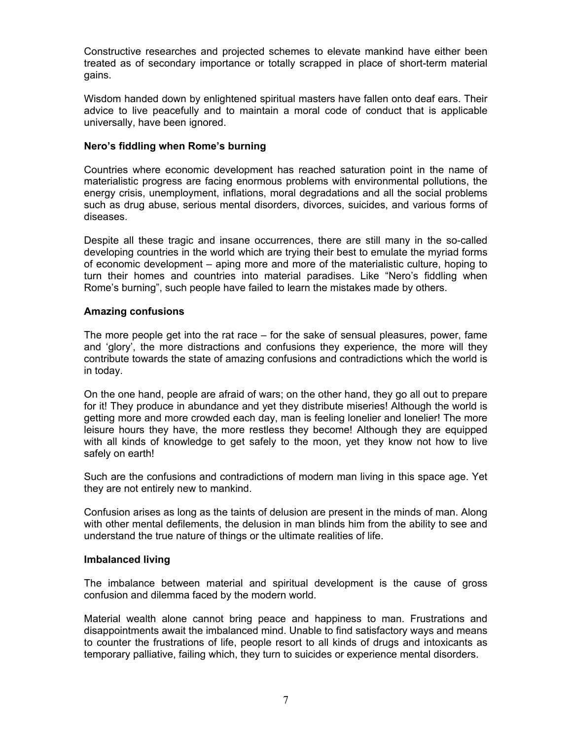Constructive researches and projected schemes to elevate mankind have either been treated as of secondary importance or totally scrapped in place of short-term material gains.

Wisdom handed down by enlightened spiritual masters have fallen onto deaf ears. Their advice to live peacefully and to maintain a moral code of conduct that is applicable universally, have been ignored.

**Nero's fiddling when Rome's burning**

Countries where economic development has reached saturation point in the name of materialistic progress are facing enormous problems with environmental pollutions, the energy crisis, unemployment, inflations, moral degradations and all the social problems such as drug abuse, serious mental disorders, divorces, suicides, and various forms of diseases.

Despite all these tragic and insane occurrences, there are still many in the so-called developing countries in the world which are trying their best to emulate the myriad forms of economic development – aping more and more of the materialistic culture, hoping to turn their homes and countries into material paradises. Like "Nero's fiddling when Rome's burning", such people have failed to learn the mistakes made by others.

**Amazing confusions**

The more people get into the rat race – for the sake of sensual pleasures, power, fame and 'glory', the more distractions and confusions they experience, the more will they contribute towards the state of amazing confusions and contradictions which the world is in today.

On the one hand, people are afraid of wars; on the other hand, they go all out to prepare for it! They produce in abundance and yet they distribute miseries! Although the world is getting more and more crowded each day, man is feeling lonelier and lonelier! The more leisure hours they have, the more restless they become! Although they are equipped with all kinds of knowledge to get safely to the moon, yet they know not how to live safely on earth!

Such are the confusions and contradictions of modern man living in this space age. Yet they are not entirely new to mankind.

Confusion arises as long as the taints of delusion are present in the minds of man. Along with other mental defilements, the delusion in man blinds him from the ability to see and understand the true nature of things or the ultimate realities of life.

**Imbalanced living**

The imbalance between material and spiritual development is the cause of gross confusion and dilemma faced by the modern world.

Material wealth alone cannot bring peace and happiness to man. Frustrations and disappointments await the imbalanced mind. Unable to find satisfactory ways and means to counter the frustrations of life, people resort to all kinds of drugs and intoxicants as temporary palliative, failing which, they turn to suicides or experience mental disorders.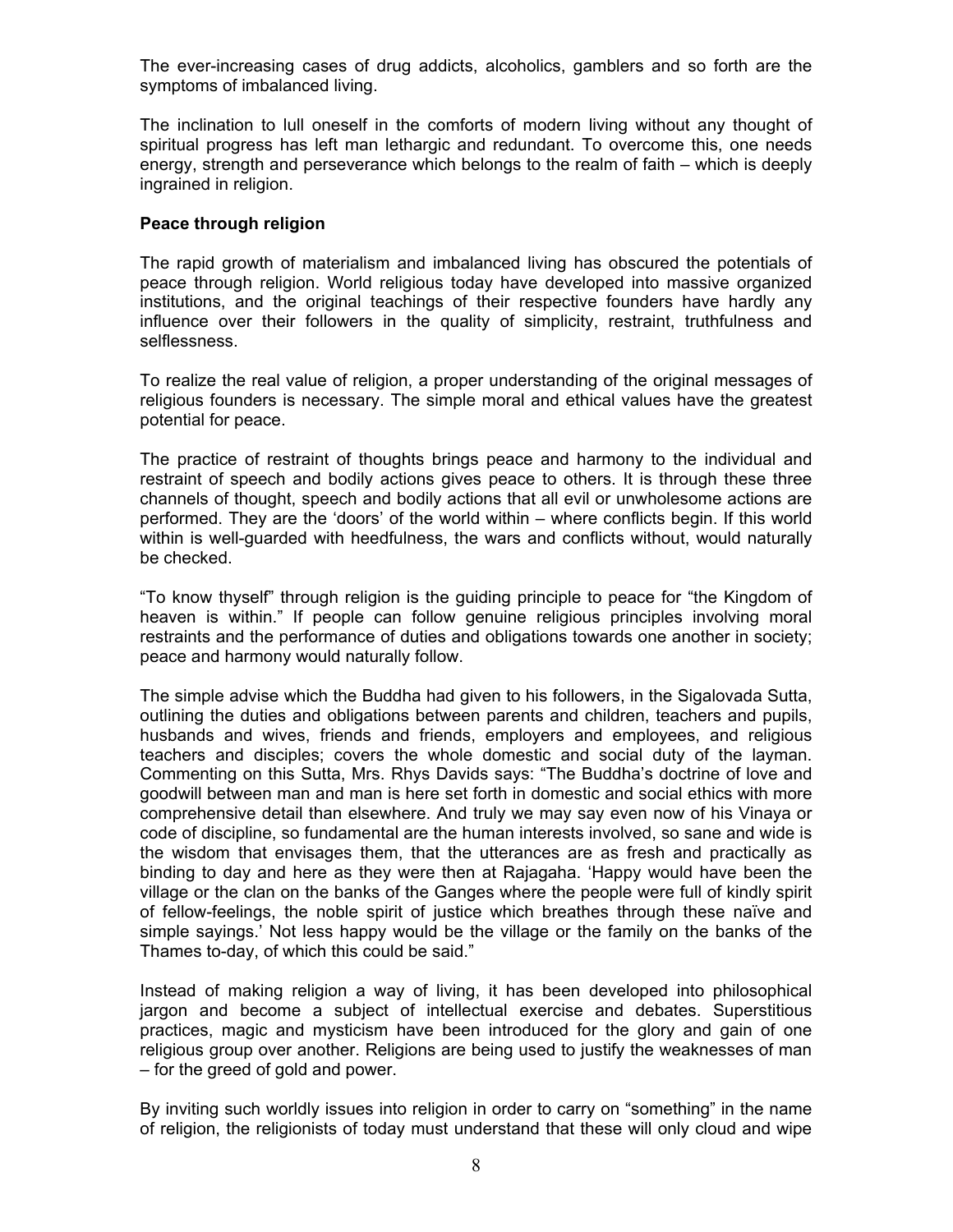The ever-increasing cases of drug addicts, alcoholics, gamblers and so forth are the symptoms of imbalanced living.

The inclination to lull oneself in the comforts of modern living without any thought of spiritual progress has left man lethargic and redundant. To overcome this, one needs energy, strength and perseverance which belongs to the realm of faith – which is deeply ingrained in religion.

**Peace through religion**

The rapid growth of materialism and imbalanced living has obscured the potentials of peace through religion. World religious today have developed into massive organized institutions, and the original teachings of their respective founders have hardly any influence over their followers in the quality of simplicity, restraint, truthfulness and selflessness.

To realize the real value of religion, a proper understanding of the original messages of religious founders is necessary. The simple moral and ethical values have the greatest potential for peace.

The practice of restraint of thoughts brings peace and harmony to the individual and restraint of speech and bodily actions gives peace to others. It is through these three channels of thought, speech and bodily actions that all evil or unwholesome actions are performed. They are the 'doors' of the world within – where conflicts begin. If this world within is well-guarded with heedfulness, the wars and conflicts without, would naturally be checked.

"To know thyself" through religion is the guiding principle to peace for "the Kingdom of heaven is within." If people can follow genuine religious principles involving moral restraints and the performance of duties and obligations towards one another in society; peace and harmony would naturally follow.

The simple advise which the Buddha had given to his followers, in the Sigalovada Sutta, outlining the duties and obligations between parents and children, teachers and pupils, husbands and wives, friends and friends, employers and employees, and religious teachers and disciples; covers the whole domestic and social duty of the layman. Commenting on this Sutta, Mrs. Rhys Davids says: "The Buddha's doctrine of love and goodwill between man and man is here set forth in domestic and social ethics with more comprehensive detail than elsewhere. And truly we may say even now of his Vinaya or code of discipline, so fundamental are the human interests involved, so sane and wide is the wisdom that envisages them, that the utterances are as fresh and practically as binding to day and here as they were then at Rajagaha. 'Happy would have been the village or the clan on the banks of the Ganges where the people were full of kindly spirit of fellow-feelings, the noble spirit of justice which breathes through these naïve and simple sayings.' Not less happy would be the village or the family on the banks of the Thames to-day, of which this could be said."

Instead of making religion a way of living, it has been developed into philosophical jargon and become a subject of intellectual exercise and debates. Superstitious practices, magic and mysticism have been introduced for the glory and gain of one religious group over another. Religions are being used to justify the weaknesses of man – for the greed of gold and power.

By inviting such worldly issues into religion in order to carry on "something" in the name of religion, the religionists of today must understand that these will only cloud and wipe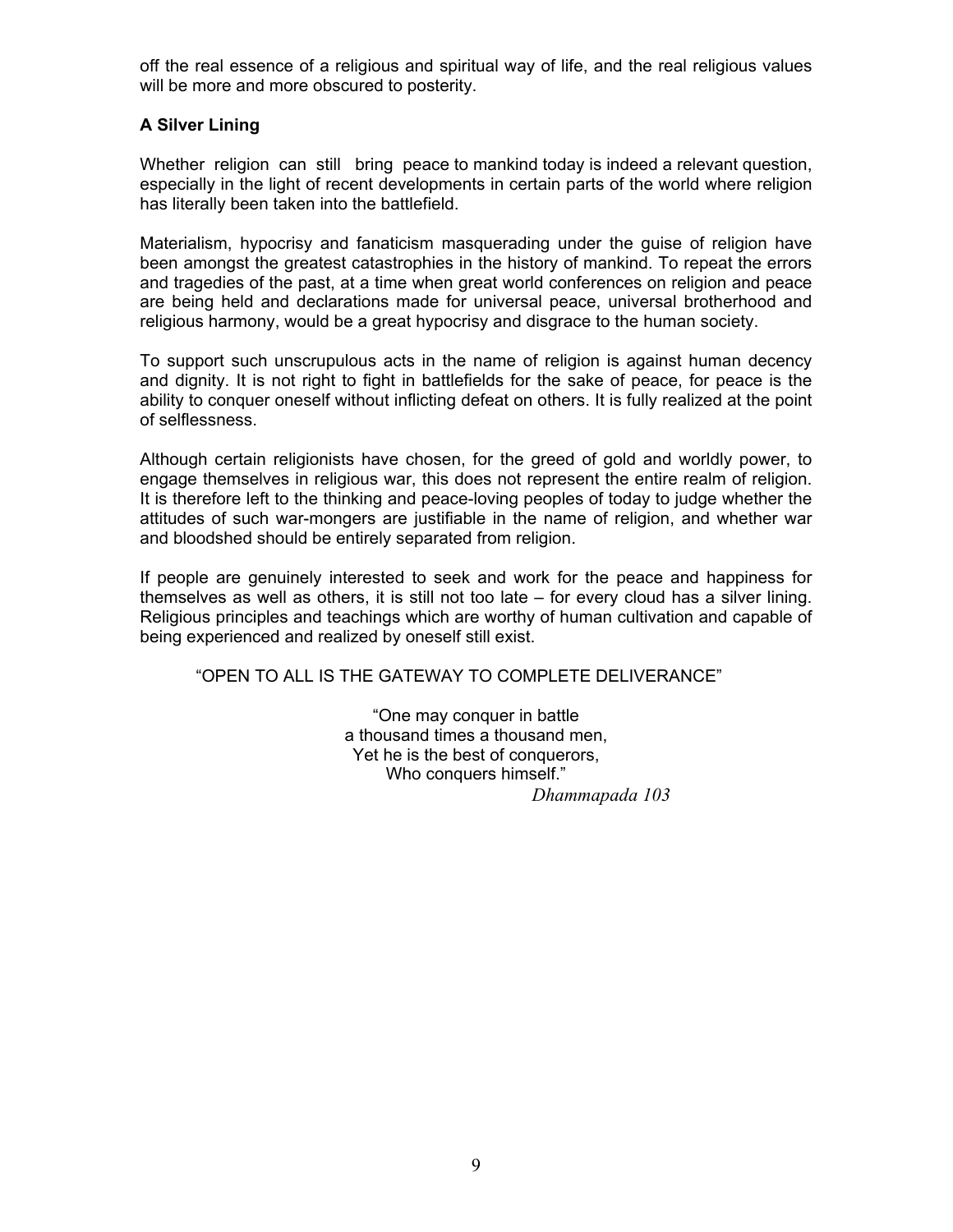off the real essence of a religious and spiritual way of life, and the real religious values will be more and more obscured to posterity.

### A Silver Lining

Whether religion can still bring peace to mankind today is indeed a relevant question, especially in the light of recent developments in certain parts of the world where religion has literally been taken into the battlefield.

Materialism, hypocrisy and fanaticism masquerading under the guise of religion have been amongst the greatest catastrophies in the history of mankind. To repeat the errors and tragedies of the past, at a time when great world conferences on religion and peace are being held and declarations made for universal peace, universal brotherhood and religious harmony, would be a great hypocrisy and disgrace to the human society.

To support such unscrupulous acts in the name of religion is against human decency and dignity. It is not right to fight in battlefields for the sake of peace, for peace is the ability to conquer oneself without inflicting defeat on others. It is fully realized at the point of selflessness.

Although certain religionists have chosen, for the greed of gold and worldly power, to engage themselves in religious war, this does not represent the entire realm of religion. It is therefore left to the thinking and peace-loving peoples of today to judge whether the attitudes of such war-mongers are justifiable in the name of religion, and whether war and bloodshed should be entirely separated from religion.

If people are genuinely interested to seek and work for the peace and happiness for themselves as well as others, it is still not too late – for every cloud has a silver lining. Religious principles and teachings which are worthy of human cultivation and capable of being experienced and realized by oneself still exist.

"OPEN TO ALL IS THE GATEWAY TO COMPLETE DELIVERANCE"

"One may conquer in battle
a thousand times a thousand men,
Yet he is the best of conquerors,
Who conquers himself."

*Dhammapada 103*